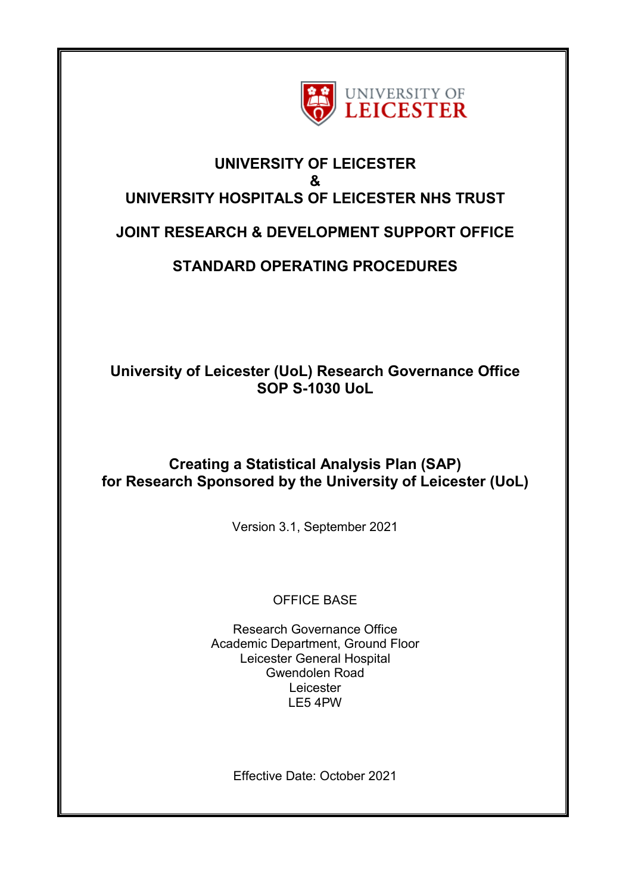UNIVERSITY OF LEICESTER

# UNIVERSITY OF LEICESTER
# &
# UNIVERSITY HOSPITALS OF LEICESTER NHS TRUST

# JOINT RESEARCH & DEVELOPMENT SUPPORT OFFICE

# STANDARD OPERATING PROCEDURES

## University of Leicester (UoL) Research Governance Office
## SOP S-1030 UoL

## Creating a Statistical Analysis Plan (SAP) for Research Sponsored by the University of Leicester (UoL)

Version 3.1, September 2021

OFFICE BASE

Research Governance Office
Academic Department, Ground Floor
Leicester General Hospital
Gwendolen Road
Leicester
LE5 4PW

Effective Date: October 2021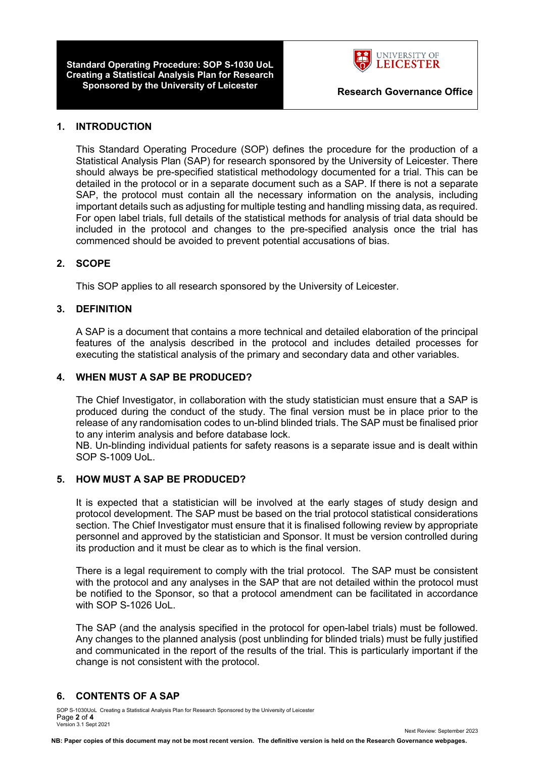Standard Operating Procedure: SOP S-1030 UoL Creating a Statistical Analysis Plan for Research Sponsored by the University of Leicester

Research Governance Office

## 1. INTRODUCTION

This Standard Operating Procedure (SOP) defines the procedure for the production of a Statistical Analysis Plan (SAP) for research sponsored by the University of Leicester. There should always be pre-specified statistical methodology documented for a trial. This can be detailed in the protocol or in a separate document such as a SAP. If there is not a separate SAP, the protocol must contain all the necessary information on the analysis, including important details such as adjusting for multiple testing and handling missing data, as required. For open label trials, full details of the statistical methods for analysis of trial data should be included in the protocol and changes to the pre-specified analysis once the trial has commenced should be avoided to prevent potential accusations of bias.

## 2. SCOPE

This SOP applies to all research sponsored by the University of Leicester.

## 3. DEFINITION

A SAP is a document that contains a more technical and detailed elaboration of the principal features of the analysis described in the protocol and includes detailed processes for executing the statistical analysis of the primary and secondary data and other variables.

## 4. WHEN MUST A SAP BE PRODUCED?

The Chief Investigator, in collaboration with the study statistician must ensure that a SAP is produced during the conduct of the study. The final version must be in place prior to the release of any randomisation codes to un-blind blinded trials. The SAP must be finalised prior to any interim analysis and before database lock.

NB. Un-blinding individual patients for safety reasons is a separate issue and is dealt within SOP S-1009 UoL.

## 5. HOW MUST A SAP BE PRODUCED?

It is expected that a statistician will be involved at the early stages of study design and protocol development. The SAP must be based on the trial protocol statistical considerations section. The Chief Investigator must ensure that it is finalised following review by appropriate personnel and approved by the statistician and Sponsor. It must be version controlled during its production and it must be clear as to which is the final version.

There is a legal requirement to comply with the trial protocol. The SAP must be consistent with the protocol and any analyses in the SAP that are not detailed within the protocol must be notified to the Sponsor, so that a protocol amendment can be facilitated in accordance with SOP S-1026 UoL.

The SAP (and the analysis specified in the protocol for open-label trials) must be followed. Any changes to the planned analysis (post unblinding for blinded trials) must be fully justified and communicated in the report of the results of the trial. This is particularly important if the change is not consistent with the protocol.

## 6. CONTENTS OF A SAP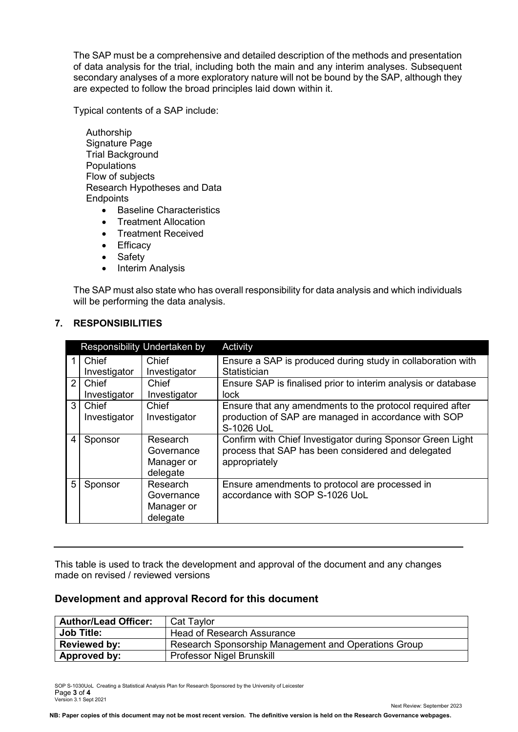The SAP must be a comprehensive and detailed description of the methods and presentation of data analysis for the trial, including both the main and any interim analyses. Subsequent secondary analyses of a more exploratory nature will not be bound by the SAP, although they are expected to follow the broad principles laid down within it.

Typical contents of a SAP include:

Authorship
Signature Page
Trial Background
Populations
Flow of subjects
Research Hypotheses and Data
Endpoints

- Baseline Characteristics
- Treatment Allocation
- Treatment Received
- Efficacy
- Safety
- Interim Analysis

The SAP must also state who has overall responsibility for data analysis and which individuals will be performing the data analysis.

## 7. RESPONSIBILITIES

| | Responsibility | Undertaken by | Activity |
|---|---|---|---|
| 1 | Chief Investigator | Chief Investigator | Ensure a SAP is produced during study in collaboration with Statistician |
| 2 | Chief Investigator | Chief Investigator | Ensure SAP is finalised prior to interim analysis or database lock |
| 3 | Chief Investigator | Chief Investigator | Ensure that any amendments to the protocol required after production of SAP are managed in accordance with SOP S-1026 UoL |
| 4 | Sponsor | Research Governance Manager or delegate | Confirm with Chief Investigator during Sponsor Green Light process that SAP has been considered and delegated appropriately |
| 5 | Sponsor | Research Governance Manager or delegate | Ensure amendments to protocol are processed in accordance with SOP S-1026 UoL |

---

This table is used to track the development and approval of the document and any changes made on revised / reviewed versions

### Development and approval Record for this document

| **Author/Lead Officer:** | Cat Taylor |
|---|---|
| **Job Title:** | Head of Research Assurance |
| **Reviewed by:** | Research Sponsorship Management and Operations Group |
| **Approved by:** | Professor Nigel Brunskill |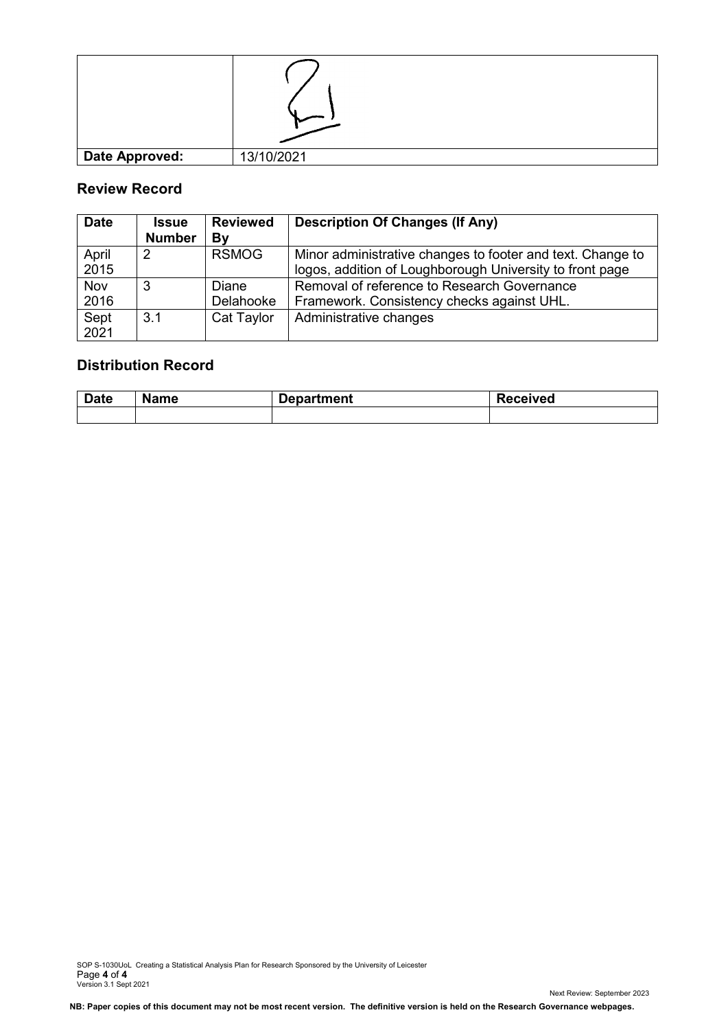| | |
|---|---|
| | |
| **Date Approved:** | 13/10/2021 |

## Review Record

| Date | Issue Number | Reviewed By | Description Of Changes (If Any) |
|---|---|---|---|
| April 2015 | 2 | RSMOG | Minor administrative changes to footer and text. Change to logos, addition of Loughborough University to front page |
| Nov 2016 | 3 | Diane Delahooke | Removal of reference to Research Governance Framework. Consistency checks against UHL. |
| Sept 2021 | 3.1 | Cat Taylor | Administrative changes |

## Distribution Record

| Date | Name | Department | Received |
|---|---|---|---|
| | | | |

SOP S-1030UoL Creating a Statistical Analysis Plan for Research Sponsored by the University of Leicester
Version 3.1 Sept 2021

Next Review: September 2023

**NB: Paper copies of this document may not be most recent version. The definitive version is held on the Research Governance webpages.**